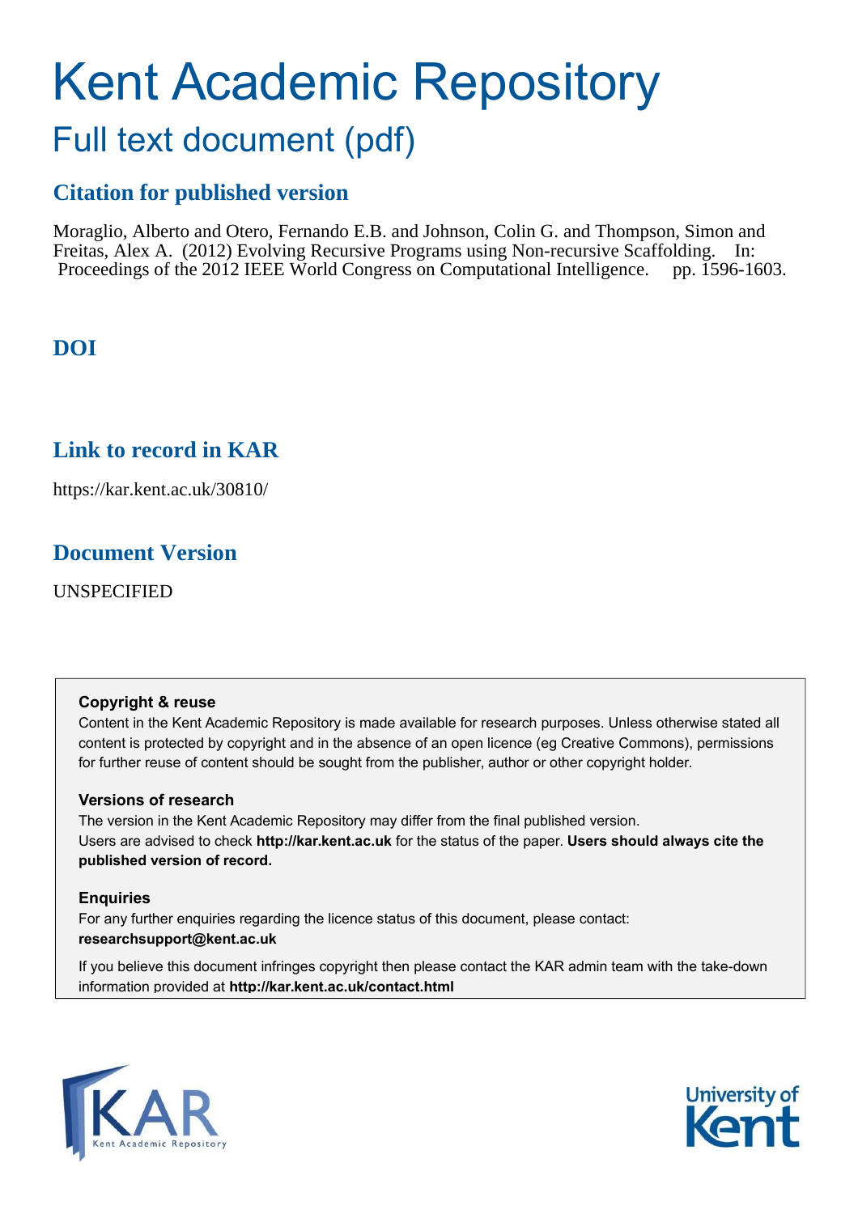# Kent Academic Repository

## Full text document (pdf)

### Citation for published version

Moraglio, Alberto and Otero, Fernando E.B. and Johnson, Colin G. and Thompson, Simon and Freitas, Alex A. (2012) Evolving Recursive Programs using Non-recursive Scaffolding. In: Proceedings of the 2012 IEEE World Congress on Computational Intelligence. pp. 1596-1603.

### DOI

### Link to record in KAR

https://kar.kent.ac.uk/30810/

### Document Version

UNSPECIFIED

**Copyright & reuse**

Content in the Kent Academic Repository is made available for research purposes. Unless otherwise stated all content is protected by copyright and in the absence of an open licence (eg Creative Commons), permissions for further reuse of content should be sought from the publisher, author or other copyright holder.

**Versions of research**

The version in the Kent Academic Repository may differ from the final published version. Users are advised to check **http://kar.kent.ac.uk** for the status of the paper. **Users should always cite the published version of record.**

**Enquiries**

For any further enquiries regarding the licence status of this document, please contact: **researchsupport@kent.ac.uk**

If you believe this document infringes copyright then please contact the KAR admin team with the take-down information provided at **http://kar.kent.ac.uk/contact.html**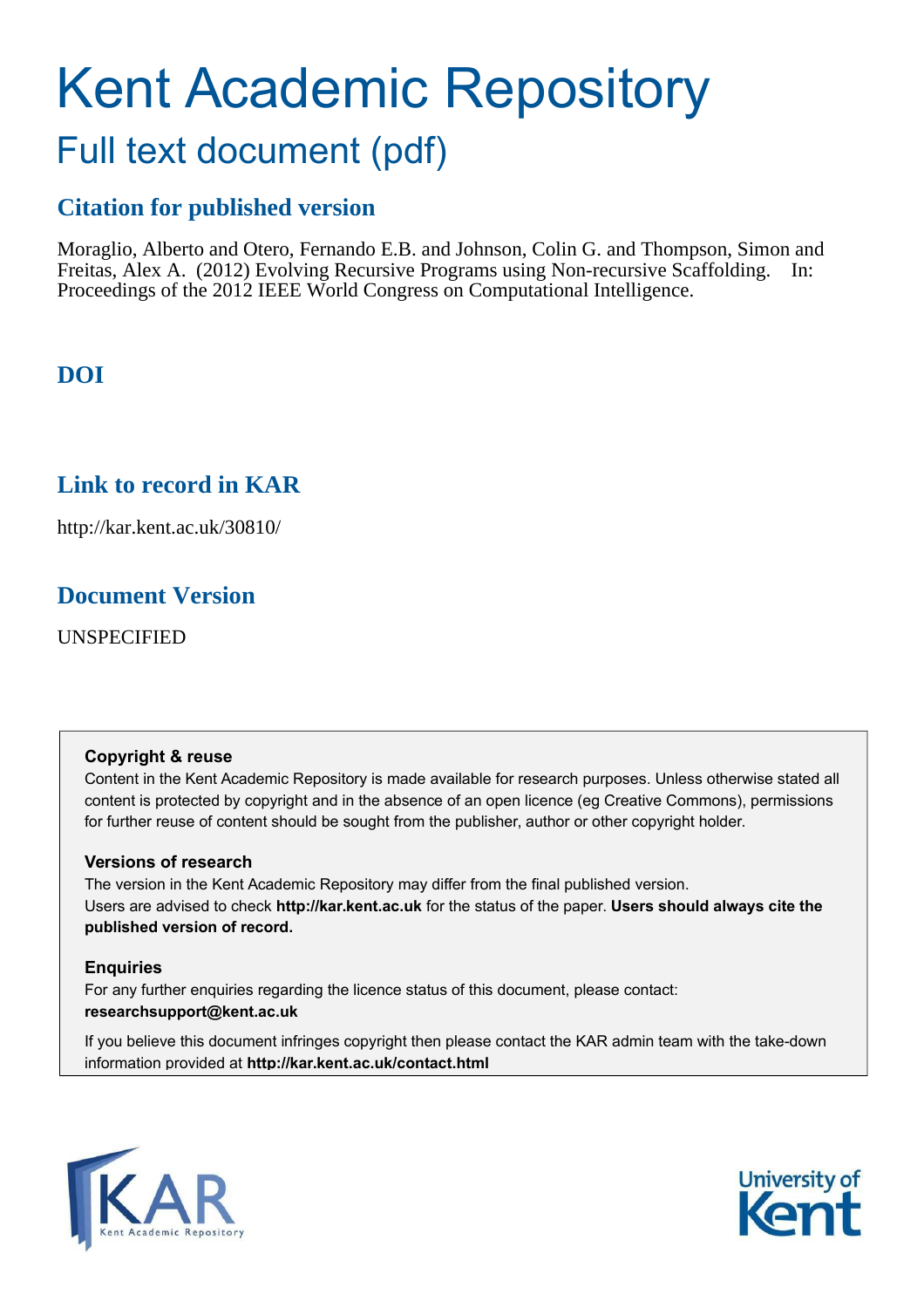# Kent Academic Repository

## Full text document (pdf)

## Citation for published version

Moraglio, Alberto and Otero, Fernando E.B. and Johnson, Colin G. and Thompson, Simon and Freitas, Alex A. (2012) Evolving Recursive Programs using Non-recursive Scaffolding. In: Proceedings of the 2012 IEEE World Congress on Computational Intelligence.

## DOI

## Link to record in KAR

http://kar.kent.ac.uk/30810/

## Document Version

UNSPECIFIED

**Copyright & reuse**

Content in the Kent Academic Repository is made available for research purposes. Unless otherwise stated all content is protected by copyright and in the absence of an open licence (eg Creative Commons), permissions for further reuse of content should be sought from the publisher, author or other copyright holder.

**Versions of research**

The version in the Kent Academic Repository may differ from the final published version. Users are advised to check **http://kar.kent.ac.uk** for the status of the paper. **Users should always cite the published version of record.**

**Enquiries**

For any further enquiries regarding the licence status of this document, please contact: **researchsupport@kent.ac.uk**

If you believe this document infringes copyright then please contact the KAR admin team with the take-down information provided at **http://kar.kent.ac.uk/contact.html**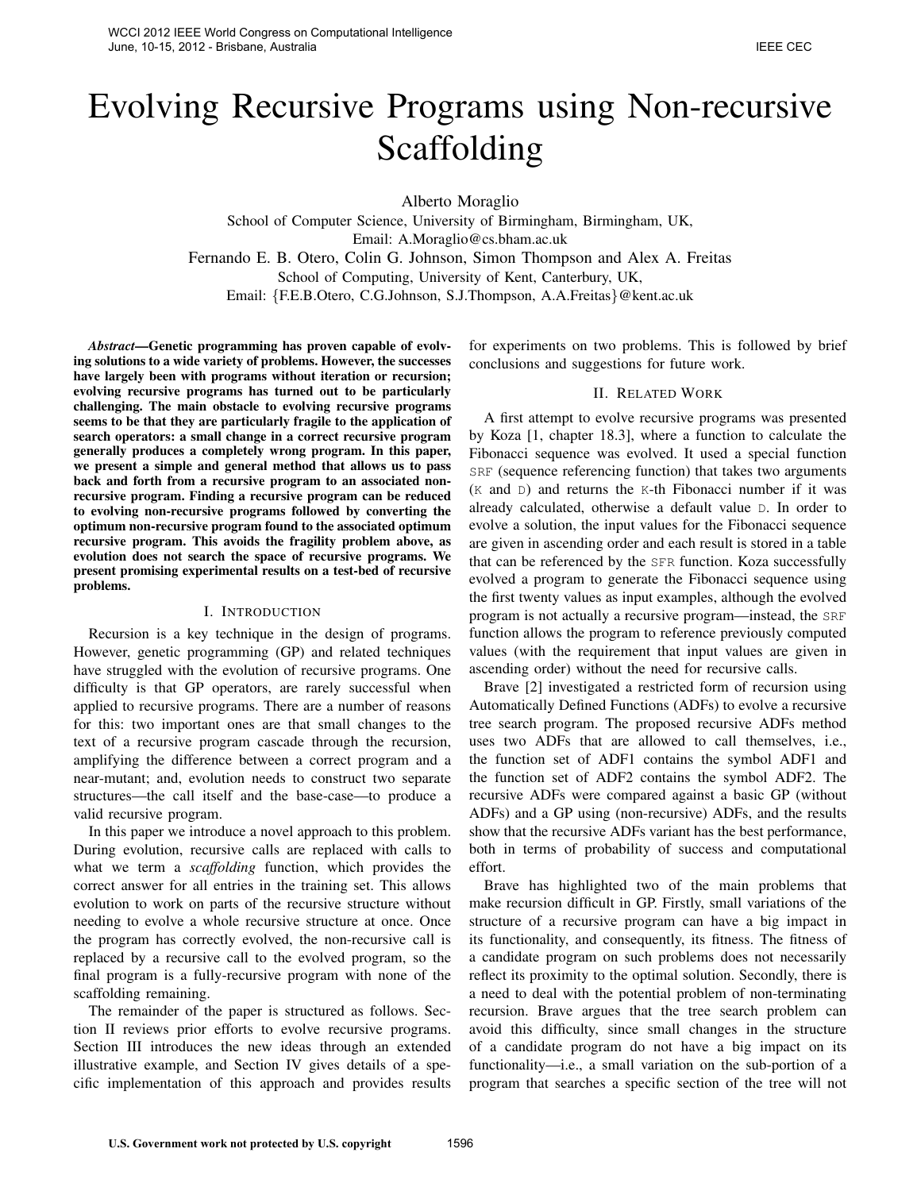# Evolving Recursive Programs using Non-recursive Scaffolding

Alberto Moraglio
School of Computer Science, University of Birmingham, Birmingham, UK,
Email: A.Moraglio@cs.bham.ac.uk

Fernando E. B. Otero, Colin G. Johnson, Simon Thompson and Alex A. Freitas
School of Computing, University of Kent, Canterbury, UK,
Email: {F.E.B.Otero, C.G.Johnson, S.J.Thompson, A.A.Freitas}@kent.ac.uk

***Abstract*—Genetic programming has proven capable of evolving solutions to a wide variety of problems. However, the successes have largely been with programs without iteration or recursion; evolving recursive programs has turned out to be particularly challenging. The main obstacle to evolving recursive programs seems to be that they are particularly fragile to the application of search operators: a small change in a correct recursive program generally produces a completely wrong program. In this paper, we present a simple and general method that allows us to pass back and forth from a recursive program to an associated non-recursive program. Finding a recursive program can be reduced to evolving non-recursive programs followed by converting the optimum non-recursive program found to the associated optimum recursive program. This avoids the fragility problem above, as evolution does not search the space of recursive programs. We present promising experimental results on a test-bed of recursive problems.**

## I. Introduction

Recursion is a key technique in the design of programs. However, genetic programming (GP) and related techniques have struggled with the evolution of recursive programs. One difficulty is that GP operators, are rarely successful when applied to recursive programs. There are a number of reasons for this: two important ones are that small changes to the text of a recursive program cascade through the recursion, amplifying the difference between a correct program and a near-mutant; and, evolution needs to construct two separate structures—the call itself and the base-case—to produce a valid recursive program.

In this paper we introduce a novel approach to this problem. During evolution, recursive calls are replaced with calls to what we term a *scaffolding* function, which provides the correct answer for all entries in the training set. This allows evolution to work on parts of the recursive structure without needing to evolve a whole recursive structure at once. Once the program has correctly evolved, the non-recursive call is replaced by a recursive call to the evolved program, so the final program is a fully-recursive program with none of the scaffolding remaining.

The remainder of the paper is structured as follows. Section II reviews prior efforts to evolve recursive programs. Section III introduces the new ideas through an extended illustrative example, and Section IV gives details of a specific implementation of this approach and provides results for experiments on two problems. This is followed by brief conclusions and suggestions for future work.

## II. Related Work

A first attempt to evolve recursive programs was presented by Koza [1, chapter 18.3], where a function to calculate the Fibonacci sequence was evolved. It used a special function `SRF` (sequence referencing function) that takes two arguments (`K` and `D`) and returns the `K`-th Fibonacci number if it was already calculated, otherwise a default value `D`. In order to evolve a solution, the input values for the Fibonacci sequence are given in ascending order and each result is stored in a table that can be referenced by the `SFR` function. Koza successfully evolved a program to generate the Fibonacci sequence using the first twenty values as input examples, although the evolved program is not actually a recursive program—instead, the `SRF` function allows the program to reference previously computed values (with the requirement that input values are given in ascending order) without the need for recursive calls.

Brave [2] investigated a restricted form of recursion using Automatically Defined Functions (ADFs) to evolve a recursive tree search program. The proposed recursive ADFs method uses two ADFs that are allowed to call themselves, i.e., the function set of ADF1 contains the symbol ADF1 and the function set of ADF2 contains the symbol ADF2. The recursive ADFs were compared against a basic GP (without ADFs) and a GP using (non-recursive) ADFs, and the results show that the recursive ADFs variant has the best performance, both in terms of probability of success and computational effort.

Brave has highlighted two of the main problems that make recursion difficult in GP. Firstly, small variations of the structure of a recursive program can have a big impact in its functionality, and consequently, its fitness. The fitness of a candidate program on such problems does not necessarily reflect its proximity to the optimal solution. Secondly, there is a need to deal with the potential problem of non-terminating recursion. Brave argues that the tree search problem can avoid this difficulty, since small changes in the structure of a candidate program do not have a big impact on its functionality—i.e., a small variation on the sub-portion of a program that searches a specific section of the tree will not

U.S. Government work not protected by U.S. copyright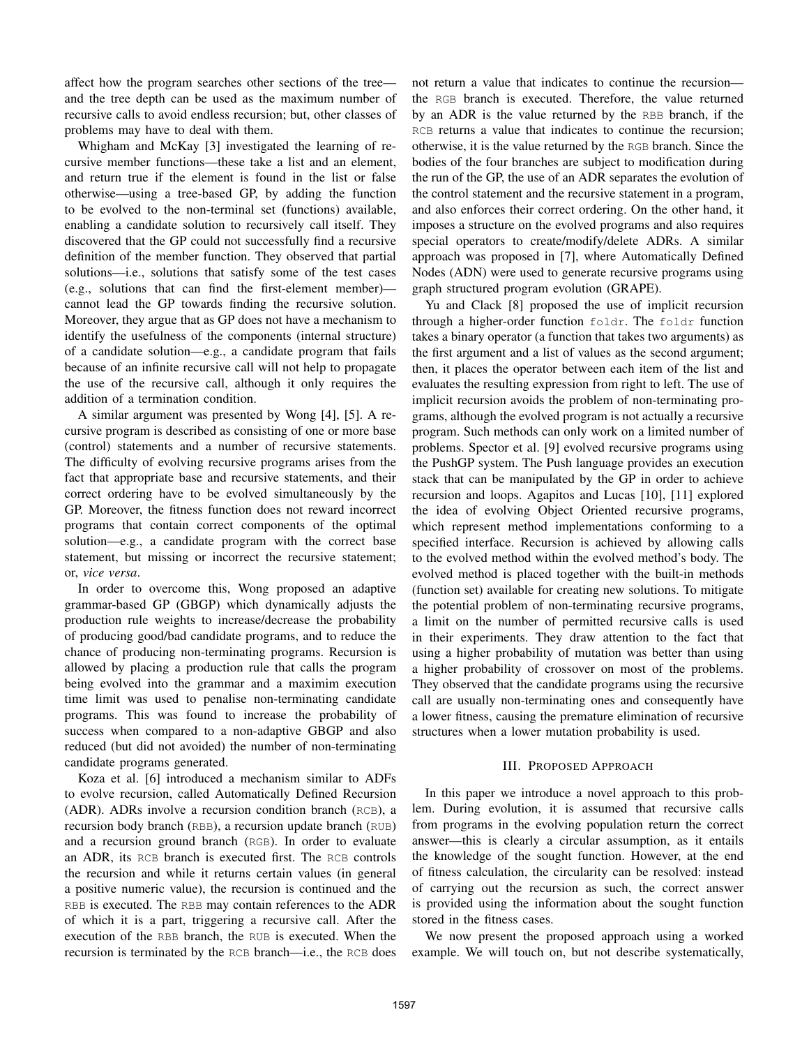affect how the program searches other sections of the tree—and the tree depth can be used as the maximum number of recursive calls to avoid endless recursion; but, other classes of problems may have to deal with them.

Whigham and McKay [3] investigated the learning of recursive member functions—these take a list and an element, and return true if the element is found in the list or false otherwise—using a tree-based GP, by adding the function to be evolved to the non-terminal set (functions) available, enabling a candidate solution to recursively call itself. They discovered that the GP could not successfully find a recursive definition of the member function. They observed that partial solutions—i.e., solutions that satisfy some of the test cases (e.g., solutions that can find the first-element member)—cannot lead the GP towards finding the recursive solution. Moreover, they argue that as GP does not have a mechanism to identify the usefulness of the components (internal structure) of a candidate solution—e.g., a candidate program that fails because of an infinite recursive call will not help to propagate the use of the recursive call, although it only requires the addition of a termination condition.

A similar argument was presented by Wong [4], [5]. A recursive program is described as consisting of one or more base (control) statements and a number of recursive statements. The difficulty of evolving recursive programs arises from the fact that appropriate base and recursive statements, and their correct ordering have to be evolved simultaneously by the GP. Moreover, the fitness function does not reward incorrect programs that contain correct components of the optimal solution—e.g., a candidate program with the correct base statement, but missing or incorrect the recursive statement; or, *vice versa*.

In order to overcome this, Wong proposed an adaptive grammar-based GP (GBGP) which dynamically adjusts the production rule weights to increase/decrease the probability of producing good/bad candidate programs, and to reduce the chance of producing non-terminating programs. Recursion is allowed by placing a production rule that calls the program being evolved into the grammar and a maximim execution time limit was used to penalise non-terminating candidate programs. This was found to increase the probability of success when compared to a non-adaptive GBGP and also reduced (but did not avoided) the number of non-terminating candidate programs generated.

Koza et al. [6] introduced a mechanism similar to ADFs to evolve recursion, called Automatically Defined Recursion (ADR). ADRs involve a recursion condition branch (RCB), a recursion body branch (RBB), a recursion update branch (RUB) and a recursion ground branch (RGB). In order to evaluate an ADR, its RCB branch is executed first. The RCB controls the recursion and while it returns certain values (in general a positive numeric value), the recursion is continued and the RBB is executed. The RBB may contain references to the ADR of which it is a part, triggering a recursive call. After the execution of the RBB branch, the RUB is executed. When the recursion is terminated by the RCB branch—i.e., the RCB does not return a value that indicates to continue the recursion—the RGB branch is executed. Therefore, the value returned by an ADR is the value returned by the RBB branch, if the RCB returns a value that indicates to continue the recursion; otherwise, it is the value returned by the RGB branch. Since the bodies of the four branches are subject to modification during the run of the GP, the use of an ADR separates the evolution of the control statement and the recursive statement in a program, and also enforces their correct ordering. On the other hand, it imposes a structure on the evolved programs and also requires special operators to create/modify/delete ADRs. A similar approach was proposed in [7], where Automatically Defined Nodes (ADN) were used to generate recursive programs using graph structured program evolution (GRAPE).

Yu and Clack [8] proposed the use of implicit recursion through a higher-order function `foldr`. The `foldr` function takes a binary operator (a function that takes two arguments) as the first argument and a list of values as the second argument; then, it places the operator between each item of the list and evaluates the resulting expression from right to left. The use of implicit recursion avoids the problem of non-terminating programs, although the evolved program is not actually a recursive program. Such methods can only work on a limited number of problems. Spector et al. [9] evolved recursive programs using the PushGP system. The Push language provides an execution stack that can be manipulated by the GP in order to achieve recursion and loops. Agapitos and Lucas [10], [11] explored the idea of evolving Object Oriented recursive programs, which represent method implementations conforming to a specified interface. Recursion is achieved by allowing calls to the evolved method within the evolved method's body. The evolved method is placed together with the built-in methods (function set) available for creating new solutions. To mitigate the potential problem of non-terminating recursive programs, a limit on the number of permitted recursive calls is used in their experiments. They draw attention to the fact that using a higher probability of mutation was better than using a higher probability of crossover on most of the problems. They observed that the candidate programs using the recursive call are usually non-terminating ones and consequently have a lower fitness, causing the premature elimination of recursive structures when a lower mutation probability is used.

## III. Proposed Approach

In this paper we introduce a novel approach to this problem. During evolution, it is assumed that recursive calls from programs in the evolving population return the correct answer—this is clearly a circular assumption, as it entails the knowledge of the sought function. However, at the end of fitness calculation, the circularity can be resolved: instead of carrying out the recursion as such, the correct answer is provided using the information about the sought function stored in the fitness cases.

We now present the proposed approach using a worked example. We will touch on, but not describe systematically,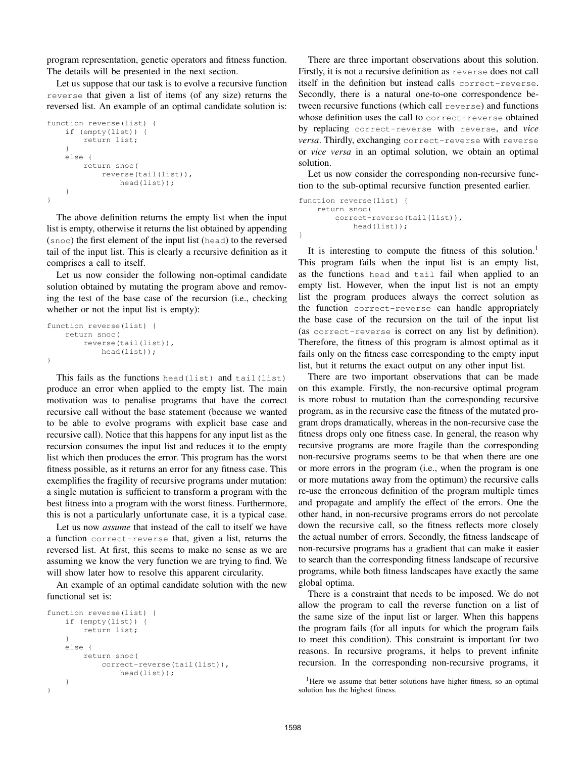program representation, genetic operators and fitness function. The details will be presented in the next section.

Let us suppose that our task is to evolve a recursive function `reverse` that given a list of items (of any size) returns the reversed list. An example of an optimal candidate solution is:

```
function reverse(list) {
    if (empty(list)) {
        return list;
    }
    else {
        return snoc(
            reverse(tail(list)),
                head(list));
    }
}
```

The above definition returns the empty list when the input list is empty, otherwise it returns the list obtained by appending (`snoc`) the first element of the input list (`head`) to the reversed tail of the input list. This is clearly a recursive definition as it comprises a call to itself.

Let us now consider the following non-optimal candidate solution obtained by mutating the program above and removing the test of the base case of the recursion (i.e., checking whether or not the input list is empty):

```
function reverse(list) {
    return snoc(
        reverse(tail(list)),
            head(list));
}
```

This fails as the functions `head(list)` and `tail(list)` produce an error when applied to the empty list. The main motivation was to penalise programs that have the correct recursive call without the base statement (because we wanted to be able to evolve programs with explicit base case and recursive call). Notice that this happens for any input list as the recursion consumes the input list and reduces it to the empty list which then produces the error. This program has the worst fitness possible, as it returns an error for any fitness case. This exemplifies the fragility of recursive programs under mutation: a single mutation is sufficient to transform a program with the best fitness into a program with the worst fitness. Furthermore, this is not a particularly unfortunate case, it is a typical case.

Let us now *assume* that instead of the call to itself we have a function `correct-reverse` that, given a list, returns the reversed list. At first, this seems to make no sense as we are assuming we know the very function we are trying to find. We will show later how to resolve this apparent circularity.

An example of an optimal candidate solution with the new functional set is:

```
function reverse(list) {
    if (empty(list)) {
        return list;
    }
    else {
        return snoc(
            correct-reverse(tail(list)),
                head(list));
    }
}
```

There are three important observations about this solution. Firstly, it is not a recursive definition as `reverse` does not call itself in the definition but instead calls `correct-reverse`. Secondly, there is a natural one-to-one correspondence between recursive functions (which call `reverse`) and functions whose definition uses the call to `correct-reverse` obtained by replacing `correct-reverse` with `reverse`, and *vice versa*. Thirdly, exchanging `correct-reverse` with `reverse` or *vice versa* in an optimal solution, we obtain an optimal solution.

Let us now consider the corresponding non-recursive function to the sub-optimal recursive function presented earlier.

```
function reverse(list) {
    return snoc(
        correct-reverse(tail(list)),
            head(list));
}
```

It is interesting to compute the fitness of this solution.[1] This program fails when the input list is an empty list, as the functions `head` and `tail` fail when applied to an empty list. However, when the input list is not an empty list the program produces always the correct solution as the function `correct-reverse` can handle appropriately the base case of the recursion on the tail of the input list (as `correct-reverse` is correct on any list by definition). Therefore, the fitness of this program is almost optimal as it fails only on the fitness case corresponding to the empty input list, but it returns the exact output on any other input list.

There are two important observations that can be made on this example. Firstly, the non-recursive optimal program is more robust to mutation than the corresponding recursive program, as in the recursive case the fitness of the mutated program drops dramatically, whereas in the non-recursive case the fitness drops only one fitness case. In general, the reason why recursive programs are more fragile than the corresponding non-recursive programs seems to be that when there are one or more errors in the program (i.e., when the program is one or more mutations away from the optimum) the recursive calls re-use the erroneous definition of the program multiple times and propagate and amplify the effect of the errors. One the other hand, in non-recursive programs errors do not percolate down the recursive call, so the fitness reflects more closely the actual number of errors. Secondly, the fitness landscape of non-recursive programs has a gradient that can make it easier to search than the corresponding fitness landscape of recursive programs, while both fitness landscapes have exactly the same global optima.

There is a constraint that needs to be imposed. We do not allow the program to call the reverse function on a list of the same size of the input list or larger. When this happens the program fails (for all inputs for which the program fails to meet this condition). This constraint is important for two reasons. In recursive programs, it helps to prevent infinite recursion. In the corresponding non-recursive programs, it

[1] Here we assume that better solutions have higher fitness, so an optimal solution has the highest fitness.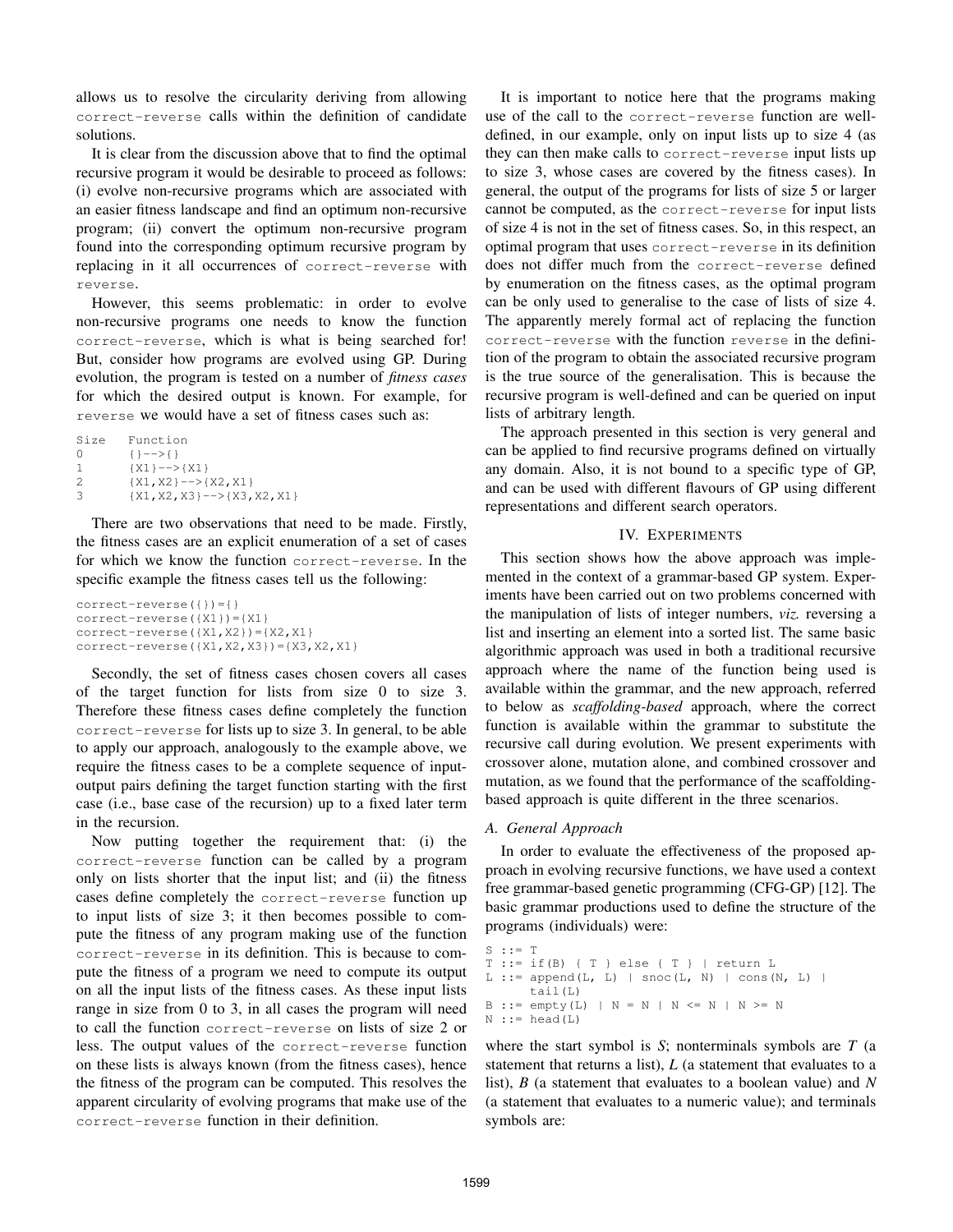allows us to resolve the circularity deriving from allowing correct-reverse calls within the definition of candidate solutions.

It is clear from the discussion above that to find the optimal recursive program it would be desirable to proceed as follows: (i) evolve non-recursive programs which are associated with an easier fitness landscape and find an optimum non-recursive program; (ii) convert the optimum non-recursive program found into the corresponding optimum recursive program by replacing in it all occurrences of correct-reverse with reverse.

However, this seems problematic: in order to evolve non-recursive programs one needs to know the function correct-reverse, which is what is being searched for! But, consider how programs are evolved using GP. During evolution, the program is tested on a number of *fitness cases* for which the desired output is known. For example, for reverse we would have a set of fitness cases such as:

```
Size   Function
0      {}-->{}
1      {X1}-->{X1}
2      {X1,X2}-->{X2,X1}
3      {X1,X2,X3}-->{X3,X2,X1}
```

There are two observations that need to be made. Firstly, the fitness cases are an explicit enumeration of a set of cases for which we know the function correct-reverse. In the specific example the fitness cases tell us the following:

```
correct-reverse({})={}
correct-reverse({X1})={X1}
correct-reverse({X1,X2})={X2,X1}
correct-reverse({X1,X2,X3})={X3,X2,X1}
```

Secondly, the set of fitness cases chosen covers all cases of the target function for lists from size 0 to size 3. Therefore these fitness cases define completely the function correct-reverse for lists up to size 3. In general, to be able to apply our approach, analogously to the example above, we require the fitness cases to be a complete sequence of input-output pairs defining the target function starting with the first case (i.e., base case of the recursion) up to a fixed later term in the recursion.

Now putting together the requirement that: (i) the correct-reverse function can be called by a program only on lists shorter that the input list; and (ii) the fitness cases define completely the correct-reverse function up to input lists of size 3; it then becomes possible to compute the fitness of any program making use of the function correct-reverse in its definition. This is because to compute the fitness of a program we need to compute its output on all the input lists of the fitness cases. As these input lists range in size from 0 to 3, in all cases the program will need to call the function correct-reverse on lists of size 2 or less. The output values of the correct-reverse function on these lists is always known (from the fitness cases), hence the fitness of the program can be computed. This resolves the apparent circularity of evolving programs that make use of the correct-reverse function in their definition.

It is important to notice here that the programs making use of the call to the correct-reverse function are well-defined, in our example, only on input lists up to size 4 (as they can then make calls to correct-reverse input lists up to size 3, whose cases are covered by the fitness cases). In general, the output of the programs for lists of size 5 or larger cannot be computed, as the correct-reverse for input lists of size 4 is not in the set of fitness cases. So, in this respect, an optimal program that uses correct-reverse in its definition does not differ much from the correct-reverse defined by enumeration on the fitness cases, as the optimal program can be only used to generalise to the case of lists of size 4. The apparently merely formal act of replacing the function correct-reverse with the function reverse in the definition of the program to obtain the associated recursive program is the true source of the generalisation. This is because the recursive program is well-defined and can be queried on input lists of arbitrary length.

The approach presented in this section is very general and can be applied to find recursive programs defined on virtually any domain. Also, it is not bound to a specific type of GP, and can be used with different flavours of GP using different representations and different search operators.

## IV. Experiments

This section shows how the above approach was implemented in the context of a grammar-based GP system. Experiments have been carried out on two problems concerned with the manipulation of lists of integer numbers, *viz.* reversing a list and inserting an element into a sorted list. The same basic algorithmic approach was used in both a traditional recursive approach where the name of the function being used is available within the grammar, and the new approach, referred to below as *scaffolding-based* approach, where the correct function is available within the grammar to substitute the recursive call during evolution. We present experiments with crossover alone, mutation alone, and combined crossover and mutation, as we found that the performance of the scaffolding-based approach is quite different in the three scenarios.

### A. General Approach

In order to evaluate the effectiveness of the proposed approach in evolving recursive functions, we have used a context free grammar-based genetic programming (CFG-GP) [12]. The basic grammar productions used to define the structure of the programs (individuals) were:

```
S ::= T
T ::= if(B) { T } else { T } | return L
L ::= append(L, L) | snoc(L, N) | cons(N, L) |
      tail(L)
B ::= empty(L) | N = N | N <= N | N >= N
N ::= head(L)
```

where the start symbol is *S*; nonterminals symbols are *T* (a statement that returns a list), *L* (a statement that evaluates to a list), *B* (a statement that evaluates to a boolean value) and *N* (a statement that evaluates to a numeric value); and terminals symbols are: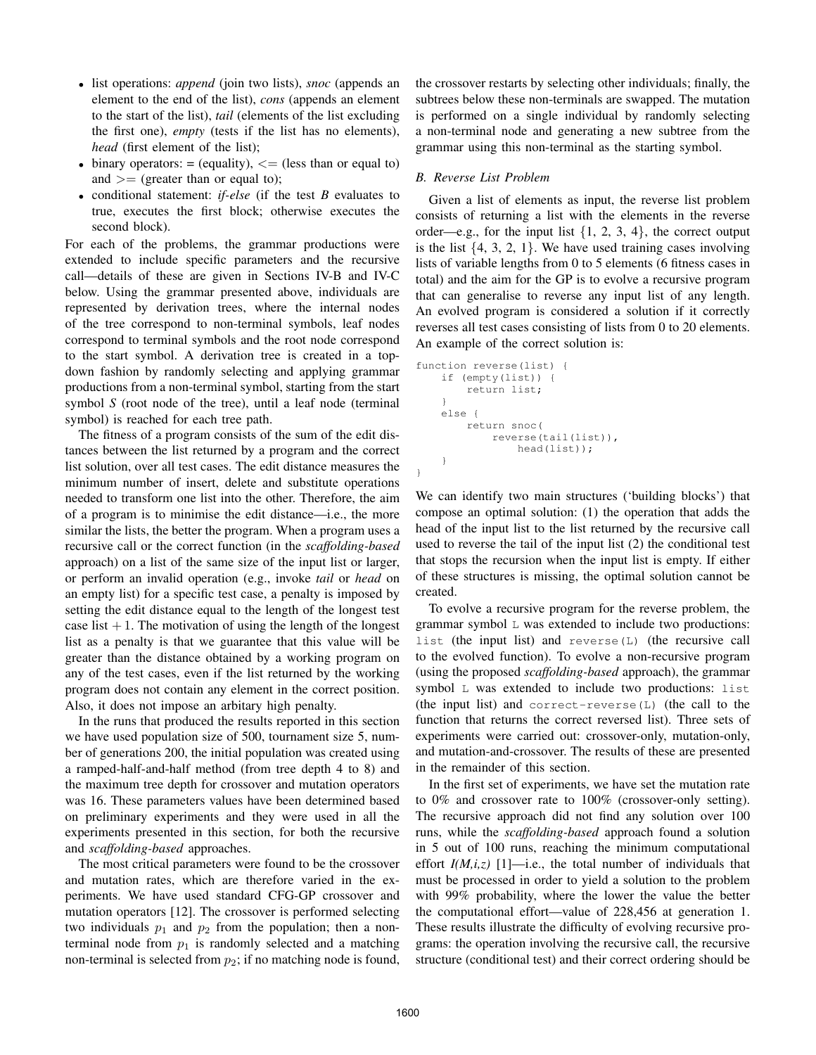- list operations: *append* (join two lists), *snoc* (appends an element to the end of the list), *cons* (appends an element to the start of the list), *tail* (elements of the list excluding the first one), *empty* (tests if the list has no elements), *head* (first element of the list);
- binary operators: = (equality), <= (less than or equal to) and >= (greater than or equal to);
- conditional statement: *if-else* (if the test *B* evaluates to true, executes the first block; otherwise executes the second block).

For each of the problems, the grammar productions were extended to include specific parameters and the recursive call—details of these are given in Sections IV-B and IV-C below. Using the grammar presented above, individuals are represented by derivation trees, where the internal nodes of the tree correspond to non-terminal symbols, leaf nodes correspond to terminal symbols and the root node correspond to the start symbol. A derivation tree is created in a top-down fashion by randomly selecting and applying grammar productions from a non-terminal symbol, starting from the start symbol *S* (root node of the tree), until a leaf node (terminal symbol) is reached for each tree path.

The fitness of a program consists of the sum of the edit distances between the list returned by a program and the correct list solution, over all test cases. The edit distance measures the minimum number of insert, delete and substitute operations needed to transform one list into the other. Therefore, the aim of a program is to minimise the edit distance—i.e., the more similar the lists, the better the program. When a program uses a recursive call or the correct function (in the *scaffolding-based* approach) on a list of the same size of the input list or larger, or perform an invalid operation (e.g., invoke *tail* or *head* on an empty list) for a specific test case, a penalty is imposed by setting the edit distance equal to the length of the longest test case list $+1$. The motivation of using the length of the longest list as a penalty is that we guarantee that this value will be greater than the distance obtained by a working program on any of the test cases, even if the list returned by the working program does not contain any element in the correct position. Also, it does not impose an arbitary high penalty.

In the runs that produced the results reported in this section we have used population size of 500, tournament size 5, number of generations 200, the initial population was created using a ramped-half-and-half method (from tree depth 4 to 8) and the maximum tree depth for crossover and mutation operators was 16. These parameters values have been determined based on preliminary experiments and they were used in all the experiments presented in this section, for both the recursive and *scaffolding-based* approaches.

The most critical parameters were found to be the crossover and mutation rates, which are therefore varied in the experiments. We have used standard CFG-GP crossover and mutation operators [12]. The crossover is performed selecting two individuals $p_1$ and $p_2$ from the population; then a non-terminal node from $p_1$ is randomly selected and a matching non-terminal is selected from $p_2$; if no matching node is found, the crossover restarts by selecting other individuals; finally, the subtrees below these non-terminals are swapped. The mutation is performed on a single individual by randomly selecting a non-terminal node and generating a new subtree from the grammar using this non-terminal as the starting symbol.

### B. Reverse List Problem

Given a list of elements as input, the reverse list problem consists of returning a list with the elements in the reverse order—e.g., for the input list {1, 2, 3, 4}, the correct output is the list {4, 3, 2, 1}. We have used training cases involving lists of variable lengths from 0 to 5 elements (6 fitness cases in total) and the aim for the GP is to evolve a recursive program that can generalise to reverse any input list of any length. An evolved program is considered a solution if it correctly reverses all test cases consisting of lists from 0 to 20 elements. An example of the correct solution is:

```
function reverse(list) {
    if (empty(list)) {
        return list;
    }
    else {
        return snoc(
            reverse(tail(list)),
                head(list));
    }
}
```

We can identify two main structures ('building blocks') that compose an optimal solution: (1) the operation that adds the head of the input list to the list returned by the recursive call used to reverse the tail of the input list (2) the conditional test that stops the recursion when the input list is empty. If either of these structures is missing, the optimal solution cannot be created.

To evolve a recursive program for the reverse problem, the grammar symbol `L` was extended to include two productions: `list` (the input list) and `reverse(L)` (the recursive call to the evolved function). To evolve a non-recursive program (using the proposed *scaffolding-based* approach), the grammar symbol `L` was extended to include two productions: `list` (the input list) and `correct-reverse(L)` (the call to the function that returns the correct reversed list). Three sets of experiments were carried out: crossover-only, mutation-only, and mutation-and-crossover. The results of these are presented in the remainder of this section.

In the first set of experiments, we have set the mutation rate to 0% and crossover rate to 100% (crossover-only setting). The recursive approach did not find any solution over 100 runs, while the *scaffolding-based* approach found a solution in 5 out of 100 runs, reaching the minimum computational effort *I(M,i,z)* [1]—i.e., the total number of individuals that must be processed in order to yield a solution to the problem with 99% probability, where the lower the value the better the computational effort—value of 228,456 at generation 1. These results illustrate the difficulty of evolving recursive programs: the operation involving the recursive call, the recursive structure (conditional test) and their correct ordering should be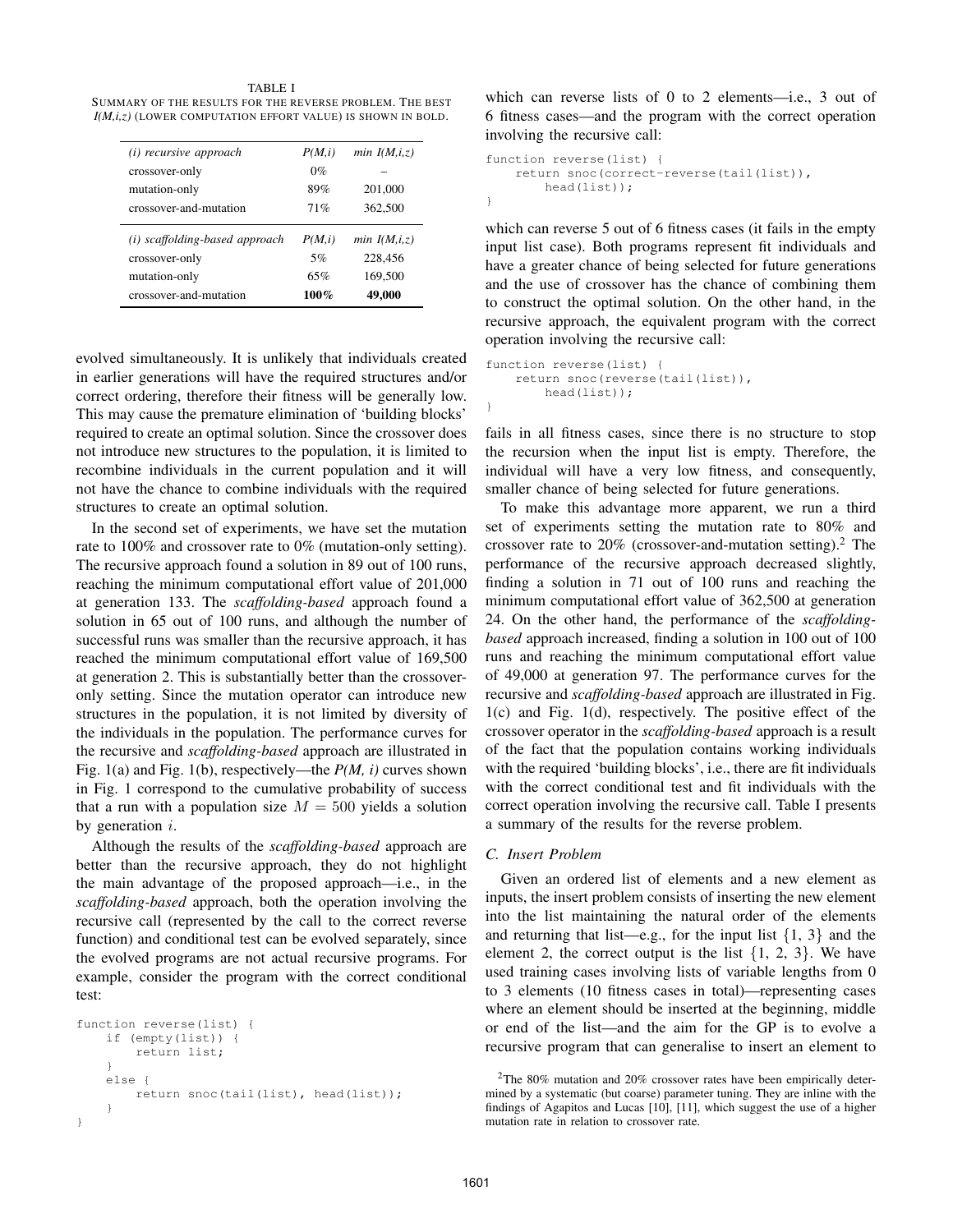TABLE I
SUMMARY OF THE RESULTS FOR THE REVERSE PROBLEM. THE BEST *I(M,i,z)* (LOWER COMPUTATION EFFORT VALUE) IS SHOWN IN BOLD.

| *(i) recursive approach* | *P(M,i)* | *min I(M,i,z)* |
|---|---|---|
| crossover-only | 0% | – |
| mutation-only | 89% | 201,000 |
| crossover-and-mutation | 71% | 362,500 |
| *(i) scaffolding-based approach* | *P(M,i)* | *min I(M,i,z)* |
| crossover-only | 5% | 228,456 |
| mutation-only | 65% | 169,500 |
| crossover-and-mutation | **100%** | **49,000** |

evolved simultaneously. It is unlikely that individuals created in earlier generations will have the required structures and/or correct ordering, therefore their fitness will be generally low. This may cause the premature elimination of 'building blocks' required to create an optimal solution. Since the crossover does not introduce new structures to the population, it is limited to recombine individuals in the current population and it will not have the chance to combine individuals with the required structures to create an optimal solution.

In the second set of experiments, we have set the mutation rate to 100% and crossover rate to 0% (mutation-only setting). The recursive approach found a solution in 89 out of 100 runs, reaching the minimum computational effort value of 201,000 at generation 133. The *scaffolding-based* approach found a solution in 65 out of 100 runs, and although the number of successful runs was smaller than the recursive approach, it has reached the minimum computational effort value of 169,500 at generation 2. This is substantially better than the crossover-only setting. Since the mutation operator can introduce new structures in the population, it is not limited by diversity of the individuals in the population. The performance curves for the recursive and *scaffolding-based* approach are illustrated in Fig. 1(a) and Fig. 1(b), respectively—the *P(M, i)* curves shown in Fig. 1 correspond to the cumulative probability of success that a run with a population size $M = 500$ yields a solution by generation $i$.

Although the results of the *scaffolding-based* approach are better than the recursive approach, they do not highlight the main advantage of the proposed approach—i.e., in the *scaffolding-based* approach, both the operation involving the recursive call (represented by the call to the correct reverse function) and conditional test can be evolved separately, since the evolved programs are not actual recursive programs. For example, consider the program with the correct conditional test:

```
function reverse(list) {
    if (empty(list)) {
        return list;
    }
    else {
        return snoc(tail(list), head(list));
    }
}
```

which can reverse lists of 0 to 2 elements—i.e., 3 out of 6 fitness cases—and the program with the correct operation involving the recursive call:

```
function reverse(list) {
    return snoc(correct-reverse(tail(list)),
        head(list));
}
```

which can reverse 5 out of 6 fitness cases (it fails in the empty input list case). Both programs represent fit individuals and have a greater chance of being selected for future generations and the use of crossover has the chance of combining them to construct the optimal solution. On the other hand, in the recursive approach, the equivalent program with the correct operation involving the recursive call:

```
function reverse(list) {
    return snoc(reverse(tail(list)),
        head(list));
}
```

fails in all fitness cases, since there is no structure to stop the recursion when the input list is empty. Therefore, the individual will have a very low fitness, and consequently, smaller chance of being selected for future generations.

To make this advantage more apparent, we run a third set of experiments setting the mutation rate to 80% and crossover rate to 20% (crossover-and-mutation setting).[2] The performance of the recursive approach decreased slightly, finding a solution in 71 out of 100 runs and reaching the minimum computational effort value of 362,500 at generation 24. On the other hand, the performance of the *scaffolding-based* approach increased, finding a solution in 100 out of 100 runs and reaching the minimum computational effort value of 49,000 at generation 97. The performance curves for the recursive and *scaffolding-based* approach are illustrated in Fig. 1(c) and Fig. 1(d), respectively. The positive effect of the crossover operator in the *scaffolding-based* approach is a result of the fact that the population contains working individuals with the required 'building blocks', i.e., there are fit individuals with the correct conditional test and fit individuals with the correct operation involving the recursive call. Table I presents a summary of the results for the reverse problem.

### C. Insert Problem

Given an ordered list of elements and a new element as inputs, the insert problem consists of inserting the new element into the list maintaining the natural order of the elements and returning that list—e.g., for the input list {1, 3} and the element 2, the correct output is the list {1, 2, 3}. We have used training cases involving lists of variable lengths from 0 to 3 elements (10 fitness cases in total)—representing cases where an element should be inserted at the beginning, middle or end of the list—and the aim for the GP is to evolve a recursive program that can generalise to insert an element to

[2] The 80% mutation and 20% crossover rates have been empirically determined by a systematic (but coarse) parameter tuning. They are inline with the findings of Agapitos and Lucas [10], [11], which suggest the use of a higher mutation rate in relation to crossover rate.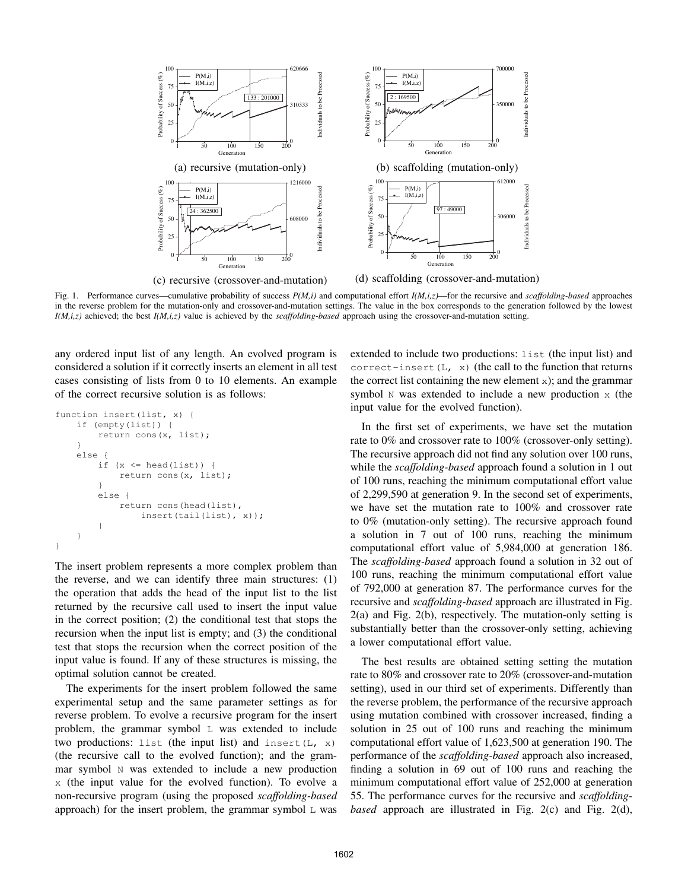100
P(M,i)
I(M,i,z)
133 : 201000
620666
310333
0
Probability of Success (%)
Individuals to be Processed
1 50 100 150 200
Generation

(a) recursive (mutation-only)

100
P(M,i)
I(M,i,z)
2 : 169500
700000
350000
0
Probability of Success (%)
Individuals to be Processed
1 50 100 150 200
Generation

(b) scaffolding (mutation-only)

100
P(M,i)
I(M,i,z)
24 : 362500
1216000
608000
0
Probability of Success (%)
Individuals to be Processed
1 50 100 150 200
Generation

(c) recursive (crossover-and-mutation)

100
P(M,i)
I(M,i,z)
97 : 49000
612000
306000
0
Probability of Success (%)
Individuals to be Processed
1 50 100 150 200
Generation

(d) scaffolding (crossover-and-mutation)

Fig. 1. Performance curves—cumulative probability of success *P(M,i)* and computational effort *I(M,i,z)*—for the recursive and *scaffolding-based* approaches in the reverse problem for the mutation-only and crossover-and-mutation settings. The value in the box corresponds to the generation followed by the lowest *I(M,i,z)* achieved; the best *I(M,i,z)* value is achieved by the *scaffolding-based* approach using the crossover-and-mutation setting.

any ordered input list of any length. An evolved program is considered a solution if it correctly inserts an element in all test cases consisting of lists from 0 to 10 elements. An example of the correct recursive solution is as follows:

```
function insert(list, x) {
    if (empty(list)) {
        return cons(x, list);
    }
    else {
        if (x <= head(list)) {
            return cons(x, list);
        }
        else {
            return cons(head(list),
                insert(tail(list), x));
        }
    }
}
```

The insert problem represents a more complex problem than the reverse, and we can identify three main structures: (1) the operation that adds the head of the input list to the list returned by the recursive call used to insert the input value in the correct position; (2) the conditional test that stops the recursion when the input list is empty; and (3) the conditional test that stops the recursion when the correct position of the input value is found. If any of these structures is missing, the optimal solution cannot be created.

The experiments for the insert problem followed the same experimental setup and the same parameter settings as for reverse problem. To evolve a recursive program for the insert problem, the grammar symbol `L` was extended to include two productions: `list` (the input list) and `insert(L, x)` (the recursive call to the evolved function); and the grammar symbol `N` was extended to include a new production `x` (the input value for the evolved function). To evolve a non-recursive program (using the proposed *scaffolding-based* approach) for the insert problem, the grammar symbol `L` was extended to include two productions: `list` (the input list) and `correct-insert(L, x)` (the call to the function that returns the correct list containing the new element `x`); and the grammar symbol `N` was extended to include a new production `x` (the input value for the evolved function).

In the first set of experiments, we have set the mutation rate to 0% and crossover rate to 100% (crossover-only setting). The recursive approach did not find any solution over 100 runs, while the *scaffolding-based* approach found a solution in 1 out of 100 runs, reaching the minimum computational effort value of 2,299,590 at generation 9. In the second set of experiments, we have set the mutation rate to 100% and crossover rate to 0% (mutation-only setting). The recursive approach found a solution in 7 out of 100 runs, reaching the minimum computational effort value of 5,984,000 at generation 186. The *scaffolding-based* approach found a solution in 32 out of 100 runs, reaching the minimum computational effort value of 792,000 at generation 87. The performance curves for the recursive and *scaffolding-based* approach are illustrated in Fig. 2(a) and Fig. 2(b), respectively. The mutation-only setting is substantially better than the crossover-only setting, achieving a lower computational effort value.

The best results are obtained setting setting the mutation rate to 80% and crossover rate to 20% (crossover-and-mutation setting), used in our third set of experiments. Differently than the reverse problem, the performance of the recursive approach using mutation combined with crossover increased, finding a solution in 25 out of 100 runs and reaching the minimum computational effort value of 1,623,500 at generation 190. The performance of the *scaffolding-based* approach also increased, finding a solution in 69 out of 100 runs and reaching the minimum computational effort value of 252,000 at generation 55. The performance curves for the recursive and *scaffolding-based* approach are illustrated in Fig. 2(c) and Fig. 2(d),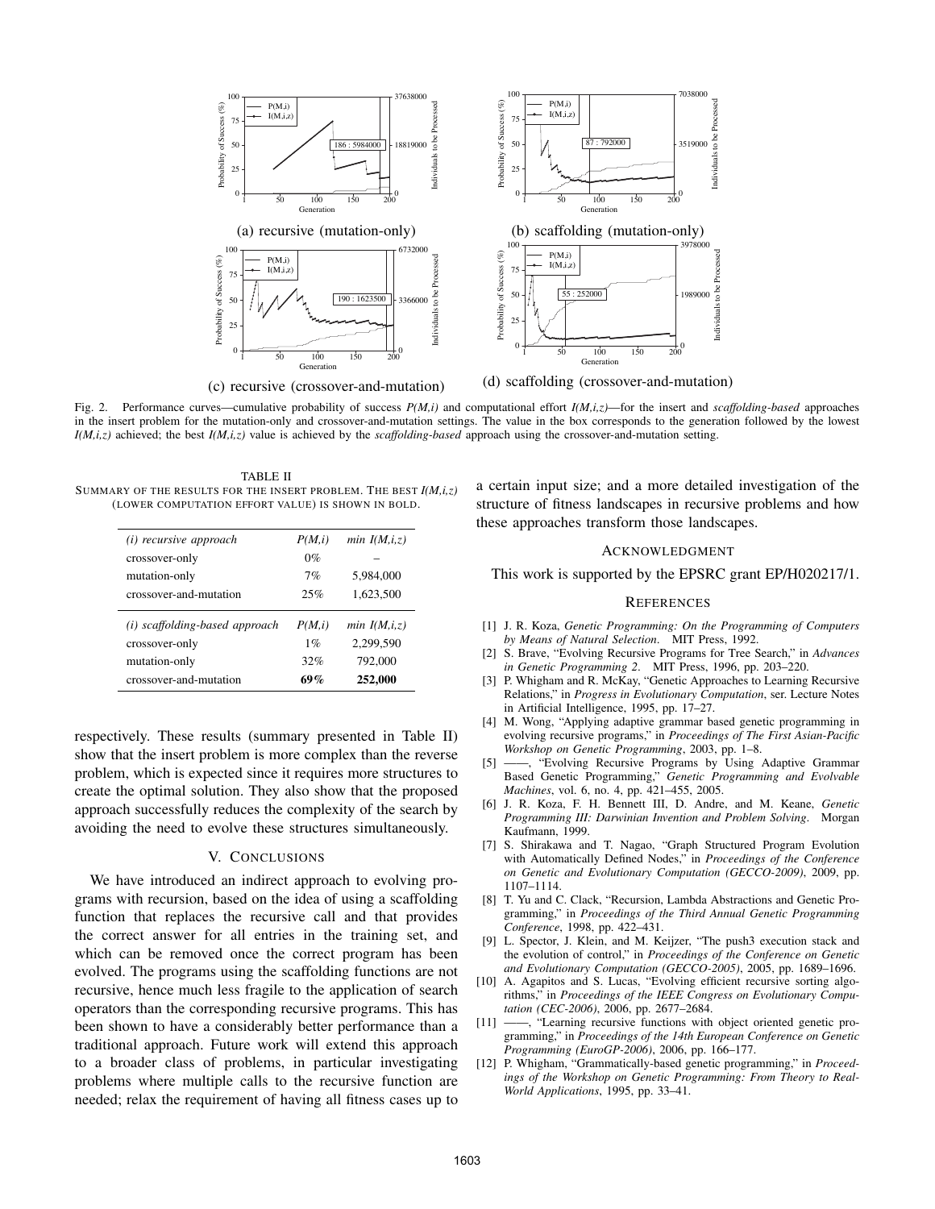100
75
50
25
0
Probability of Success (%)
P(M,i)
I(M,i,z)
186 : 5984000
37638000
18819000
0
Individuals to be Processed
1 50 100 150 200
Generation

(a) recursive (mutation-only)

100
75
50
25
0
Probability of Success (%)
P(M,i)
I(M,i,z)
87 : 792000
7038000
3519000
0
Individuals to be Processed
1 50 100 150 200
Generation

(b) scaffolding (mutation-only)

100
75
50
25
0
Probability of Success (%)
P(M,i)
I(M,i,z)
190 : 1623500
6732000
3366000
0
Individuals to be Processed
1 50 100 150 200
Generation

(c) recursive (crossover-and-mutation)

100
75
50
25
0
Probability of Success (%)
P(M,i)
I(M,i,z)
55 : 252000
3978000
1989000
0
Individuals to be Processed
1 50 100 150 200
Generation

(d) scaffolding (crossover-and-mutation)

Fig. 2. Performance curves—cumulative probability of success *P(M,i)* and computational effort *I(M,i,z)*—for the insert and *scaffolding-based* approaches in the insert problem for the mutation-only and crossover-and-mutation settings. The value in the box corresponds to the generation followed by the lowest *I(M,i,z)* achieved; the best *I(M,i,z)* value is achieved by the *scaffolding-based* approach using the crossover-and-mutation setting.

TABLE II
SUMMARY OF THE RESULTS FOR THE INSERT PROBLEM. THE BEST *I(M,i,z)* (LOWER COMPUTATION EFFORT VALUE) IS SHOWN IN BOLD.

| *(i) recursive approach* | *P(M,i)* | *min I(M,i,z)* |
|---|---|---|
| crossover-only | 0% | – |
| mutation-only | 7% | 5,984,000 |
| crossover-and-mutation | 25% | 1,623,500 |
| *(i) scaffolding-based approach* | *P(M,i)* | *min I(M,i,z)* |
| crossover-only | 1% | 2,299,590 |
| mutation-only | 32% | 792,000 |
| crossover-and-mutation | **69%** | **252,000** |

respectively. These results (summary presented in Table II) show that the insert problem is more complex than the reverse problem, which is expected since it requires more structures to create the optimal solution. They also show that the proposed approach successfully reduces the complexity of the search by avoiding the need to evolve these structures simultaneously.

## V. CONCLUSIONS

We have introduced an indirect approach to evolving programs with recursion, based on the idea of using a scaffolding function that replaces the recursive call and that provides the correct answer for all entries in the training set, and which can be removed once the correct program has been evolved. The programs using the scaffolding functions are not recursive, hence much less fragile to the application of search operators than the corresponding recursive programs. This has been shown to have a considerably better performance than a traditional approach. Future work will extend this approach to a broader class of problems, in particular investigating problems where multiple calls to the recursive function are needed; relax the requirement of having all fitness cases up to a certain input size; and a more detailed investigation of the structure of fitness landscapes in recursive problems and how these approaches transform those landscapes.

## ACKNOWLEDGMENT

This work is supported by the EPSRC grant EP/H020217/1.

## REFERENCES

[1] J. R. Koza, *Genetic Programming: On the Programming of Computers by Means of Natural Selection*. MIT Press, 1992.

[2] S. Brave, "Evolving Recursive Programs for Tree Search," in *Advances in Genetic Programming 2*. MIT Press, 1996, pp. 203–220.

[3] P. Whigham and R. McKay, "Genetic Approaches to Learning Recursive Relations," in *Progress in Evolutionary Computation*, ser. Lecture Notes in Artificial Intelligence, 1995, pp. 17–27.

[4] M. Wong, "Applying adaptive grammar based genetic programming in evolving recursive programs," in *Proceedings of The First Asian-Pacific Workshop on Genetic Programming*, 2003, pp. 1–8.

[5] ——, "Evolving Recursive Programs by Using Adaptive Grammar Based Genetic Programming," *Genetic Programming and Evolvable Machines*, vol. 6, no. 4, pp. 421–455, 2005.

[6] J. R. Koza, F. H. Bennett III, D. Andre, and M. Keane, *Genetic Programming III: Darwinian Invention and Problem Solving*. Morgan Kaufmann, 1999.

[7] S. Shirakawa and T. Nagao, "Graph Structured Program Evolution with Automatically Defined Nodes," in *Proceedings of the Conference on Genetic and Evolutionary Computation (GECCO-2009)*, 2009, pp. 1107–1114.

[8] T. Yu and C. Clack, "Recursion, Lambda Abstractions and Genetic Programming," in *Proceedings of the Third Annual Genetic Programming Conference*, 1998, pp. 422–431.

[9] L. Spector, J. Klein, and M. Keijzer, "The push3 execution stack and the evolution of control," in *Proceedings of the Conference on Genetic and Evolutionary Computation (GECCO-2005)*, 2005, pp. 1689–1696.

[10] A. Agapitos and S. Lucas, "Evolving efficient recursive sorting algorithms," in *Proceedings of the IEEE Congress on Evolutionary Computation (CEC-2006)*, 2006, pp. 2677–2684.

[11] ——, "Learning recursive functions with object oriented genetic programming," in *Proceedings of the 14th European Conference on Genetic Programming (EuroGP-2006)*, 2006, pp. 166–177.

[12] P. Whigham, "Grammatically-based genetic programming," in *Proceedings of the Workshop on Genetic Programming: From Theory to Real-World Applications*, 1995, pp. 33–41.